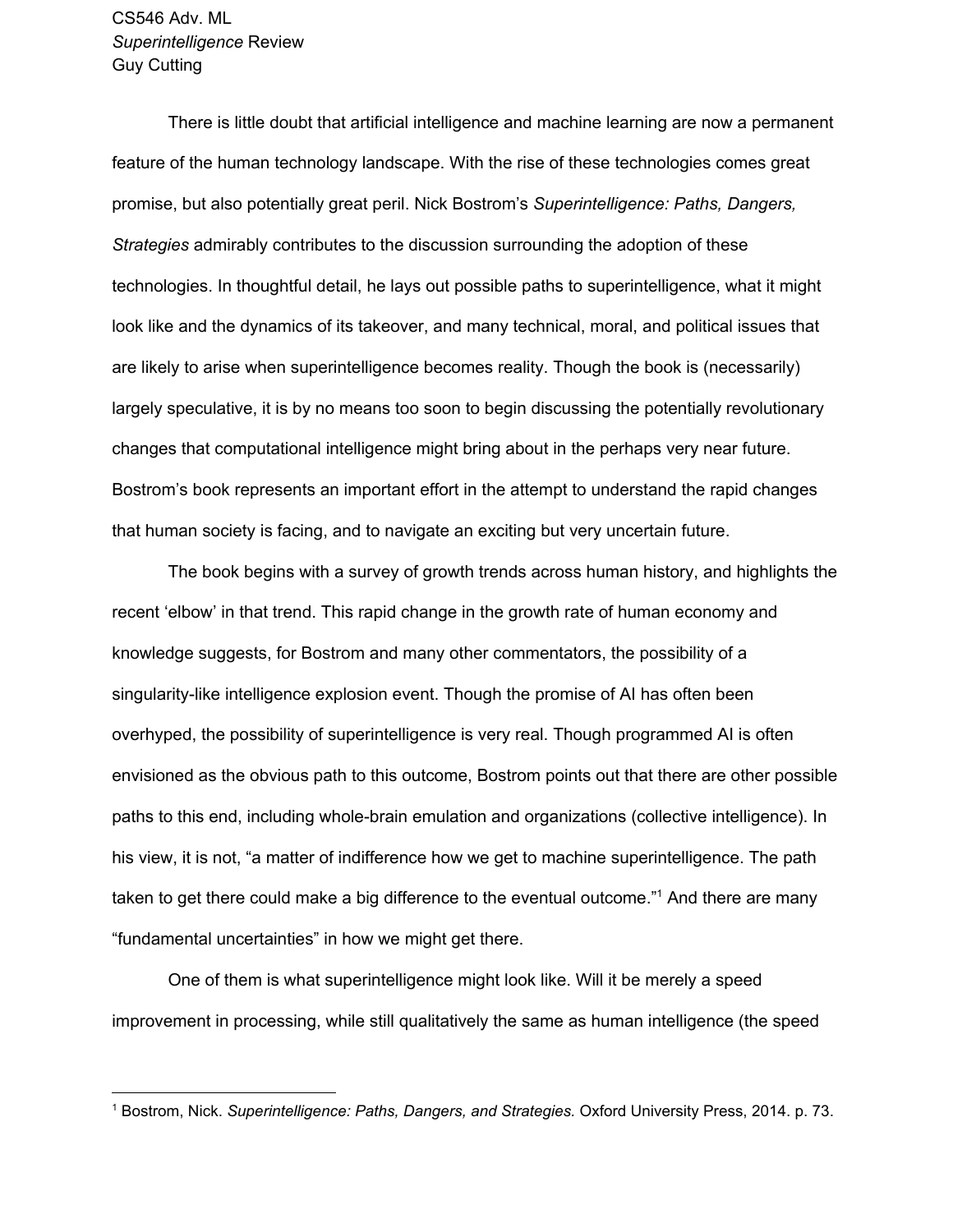CS546 Adv. ML
*Superintelligence* Review
Guy Cutting

There is little doubt that artificial intelligence and machine learning are now a permanent feature of the human technology landscape. With the rise of these technologies comes great promise, but also potentially great peril. Nick Bostrom's *Superintelligence: Paths, Dangers, Strategies* admirably contributes to the discussion surrounding the adoption of these technologies. In thoughtful detail, he lays out possible paths to superintelligence, what it might look like and the dynamics of its takeover, and many technical, moral, and political issues that are likely to arise when superintelligence becomes reality. Though the book is (necessarily) largely speculative, it is by no means too soon to begin discussing the potentially revolutionary changes that computational intelligence might bring about in the perhaps very near future. Bostrom's book represents an important effort in the attempt to understand the rapid changes that human society is facing, and to navigate an exciting but very uncertain future.

The book begins with a survey of growth trends across human history, and highlights the recent 'elbow' in that trend. This rapid change in the growth rate of human economy and knowledge suggests, for Bostrom and many other commentators, the possibility of a singularity-like intelligence explosion event. Though the promise of AI has often been overhyped, the possibility of superintelligence is very real. Though programmed AI is often envisioned as the obvious path to this outcome, Bostrom points out that there are other possible paths to this end, including whole-brain emulation and organizations (collective intelligence). In his view, it is not, "a matter of indifference how we get to machine superintelligence. The path taken to get there could make a big difference to the eventual outcome."[1] And there are many "fundamental uncertainties" in how we might get there.

One of them is what superintelligence might look like. Will it be merely a speed improvement in processing, while still qualitatively the same as human intelligence (the speed

---

[1] Bostrom, Nick. *Superintelligence: Paths, Dangers, and Strategies.* Oxford University Press, 2014. p. 73.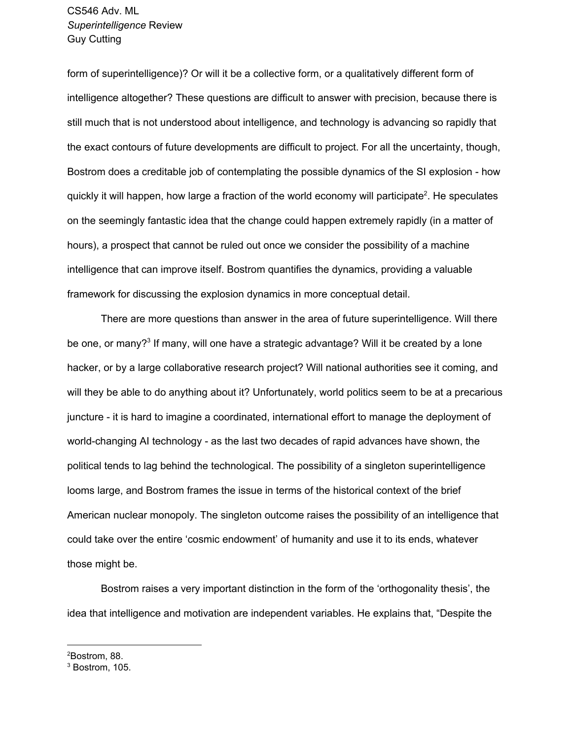form of superintelligence)? Or will it be a collective form, or a qualitatively different form of intelligence altogether? These questions are difficult to answer with precision, because there is still much that is not understood about intelligence, and technology is advancing so rapidly that the exact contours of future developments are difficult to project. For all the uncertainty, though, Bostrom does a creditable job of contemplating the possible dynamics of the SI explosion - how quickly it will happen, how large a fraction of the world economy will participate[2]. He speculates on the seemingly fantastic idea that the change could happen extremely rapidly (in a matter of hours), a prospect that cannot be ruled out once we consider the possibility of a machine intelligence that can improve itself. Bostrom quantifies the dynamics, providing a valuable framework for discussing the explosion dynamics in more conceptual detail.

There are more questions than answer in the area of future superintelligence. Will there be one, or many?[3] If many, will one have a strategic advantage? Will it be created by a lone hacker, or by a large collaborative research project? Will national authorities see it coming, and will they be able to do anything about it? Unfortunately, world politics seem to be at a precarious juncture - it is hard to imagine a coordinated, international effort to manage the deployment of world-changing AI technology - as the last two decades of rapid advances have shown, the political tends to lag behind the technological. The possibility of a singleton superintelligence looms large, and Bostrom frames the issue in terms of the historical context of the brief American nuclear monopoly. The singleton outcome raises the possibility of an intelligence that could take over the entire 'cosmic endowment' of humanity and use it to its ends, whatever those might be.

Bostrom raises a very important distinction in the form of the 'orthogonality thesis', the idea that intelligence and motivation are independent variables. He explains that, "Despite the

---

[2] Bostrom, 88.

[3] Bostrom, 105.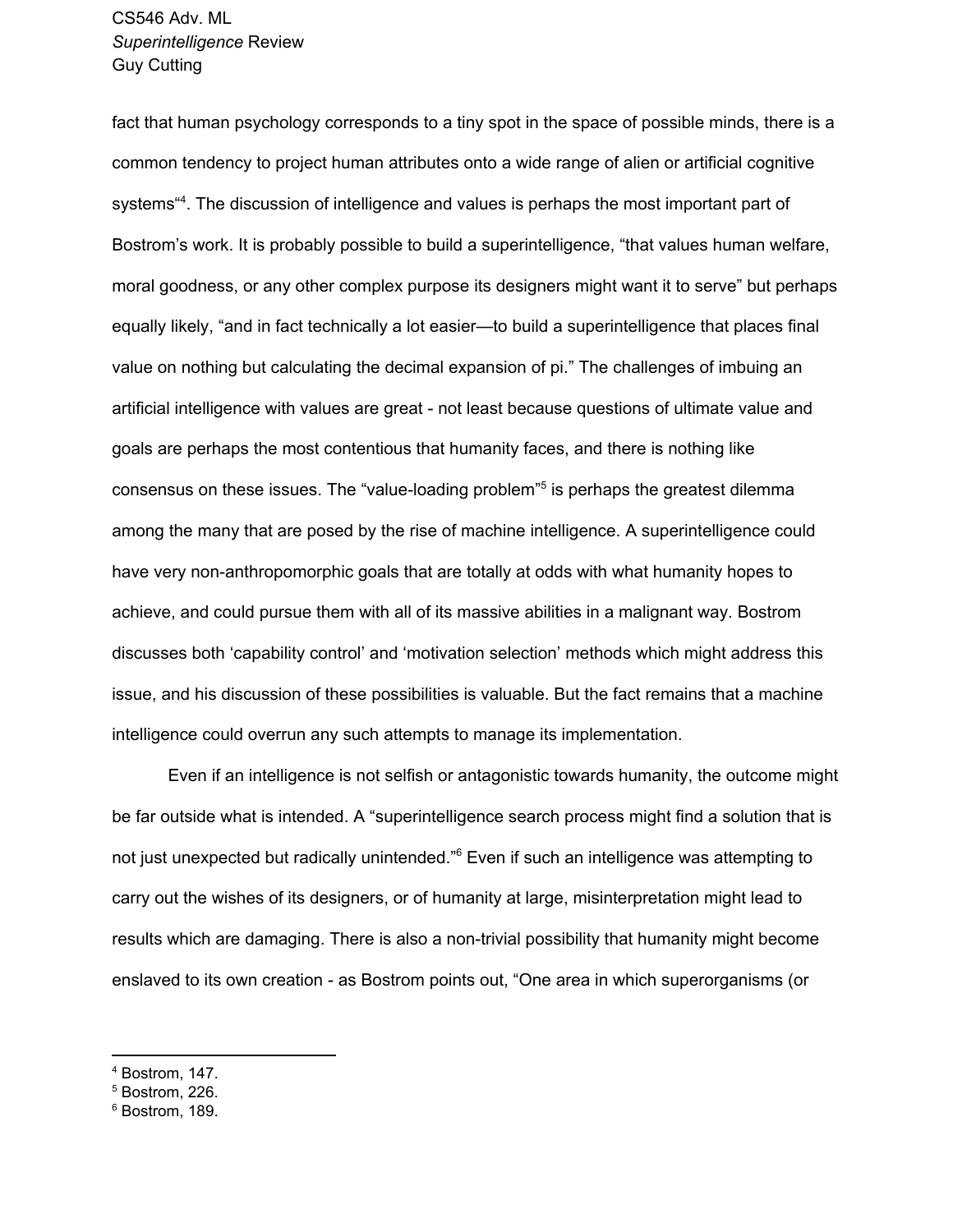fact that human psychology corresponds to a tiny spot in the space of possible minds, there is a common tendency to project human attributes onto a wide range of alien or artificial cognitive systems"[4]. The discussion of intelligence and values is perhaps the most important part of Bostrom's work. It is probably possible to build a superintelligence, "that values human welfare, moral goodness, or any other complex purpose its designers might want it to serve" but perhaps equally likely, "and in fact technically a lot easier—to build a superintelligence that places final value on nothing but calculating the decimal expansion of pi." The challenges of imbuing an artificial intelligence with values are great - not least because questions of ultimate value and goals are perhaps the most contentious that humanity faces, and there is nothing like consensus on these issues. The "value-loading problem"[5] is perhaps the greatest dilemma among the many that are posed by the rise of machine intelligence. A superintelligence could have very non-anthropomorphic goals that are totally at odds with what humanity hopes to achieve, and could pursue them with all of its massive abilities in a malignant way. Bostrom discusses both 'capability control' and 'motivation selection' methods which might address this issue, and his discussion of these possibilities is valuable. But the fact remains that a machine intelligence could overrun any such attempts to manage its implementation.

Even if an intelligence is not selfish or antagonistic towards humanity, the outcome might be far outside what is intended. A "superintelligence search process might find a solution that is not just unexpected but radically unintended."[6] Even if such an intelligence was attempting to carry out the wishes of its designers, or of humanity at large, misinterpretation might lead to results which are damaging. There is also a non-trivial possibility that humanity might become enslaved to its own creation - as Bostrom points out, "One area in which superorganisms (or

---

[4] Bostrom, 147.

[5] Bostrom, 226.

[6] Bostrom, 189.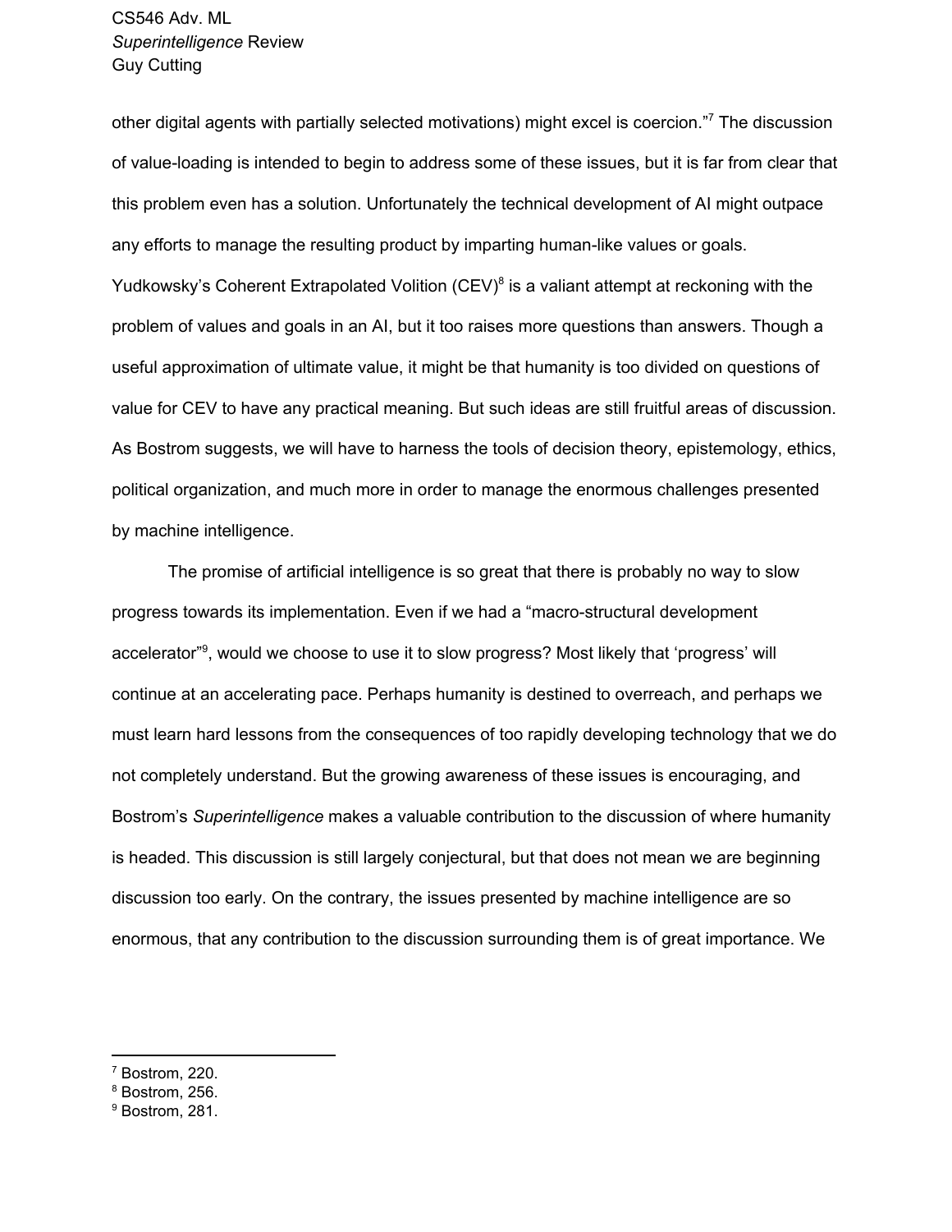other digital agents with partially selected motivations) might excel is coercion."[7] The discussion of value-loading is intended to begin to address some of these issues, but it is far from clear that this problem even has a solution. Unfortunately the technical development of AI might outpace any efforts to manage the resulting product by imparting human-like values or goals. Yudkowsky's Coherent Extrapolated Volition (CEV)[8] is a valiant attempt at reckoning with the problem of values and goals in an AI, but it too raises more questions than answers. Though a useful approximation of ultimate value, it might be that humanity is too divided on questions of value for CEV to have any practical meaning. But such ideas are still fruitful areas of discussion. As Bostrom suggests, we will have to harness the tools of decision theory, epistemology, ethics, political organization, and much more in order to manage the enormous challenges presented by machine intelligence.

The promise of artificial intelligence is so great that there is probably no way to slow progress towards its implementation. Even if we had a "macro-structural development accelerator"[9], would we choose to use it to slow progress? Most likely that 'progress' will continue at an accelerating pace. Perhaps humanity is destined to overreach, and perhaps we must learn hard lessons from the consequences of too rapidly developing technology that we do not completely understand. But the growing awareness of these issues is encouraging, and Bostrom's *Superintelligence* makes a valuable contribution to the discussion of where humanity is headed. This discussion is still largely conjectural, but that does not mean we are beginning discussion too early. On the contrary, the issues presented by machine intelligence are so enormous, that any contribution to the discussion surrounding them is of great importance. We

---

[7] Bostrom, 220.

[8] Bostrom, 256.

[9] Bostrom, 281.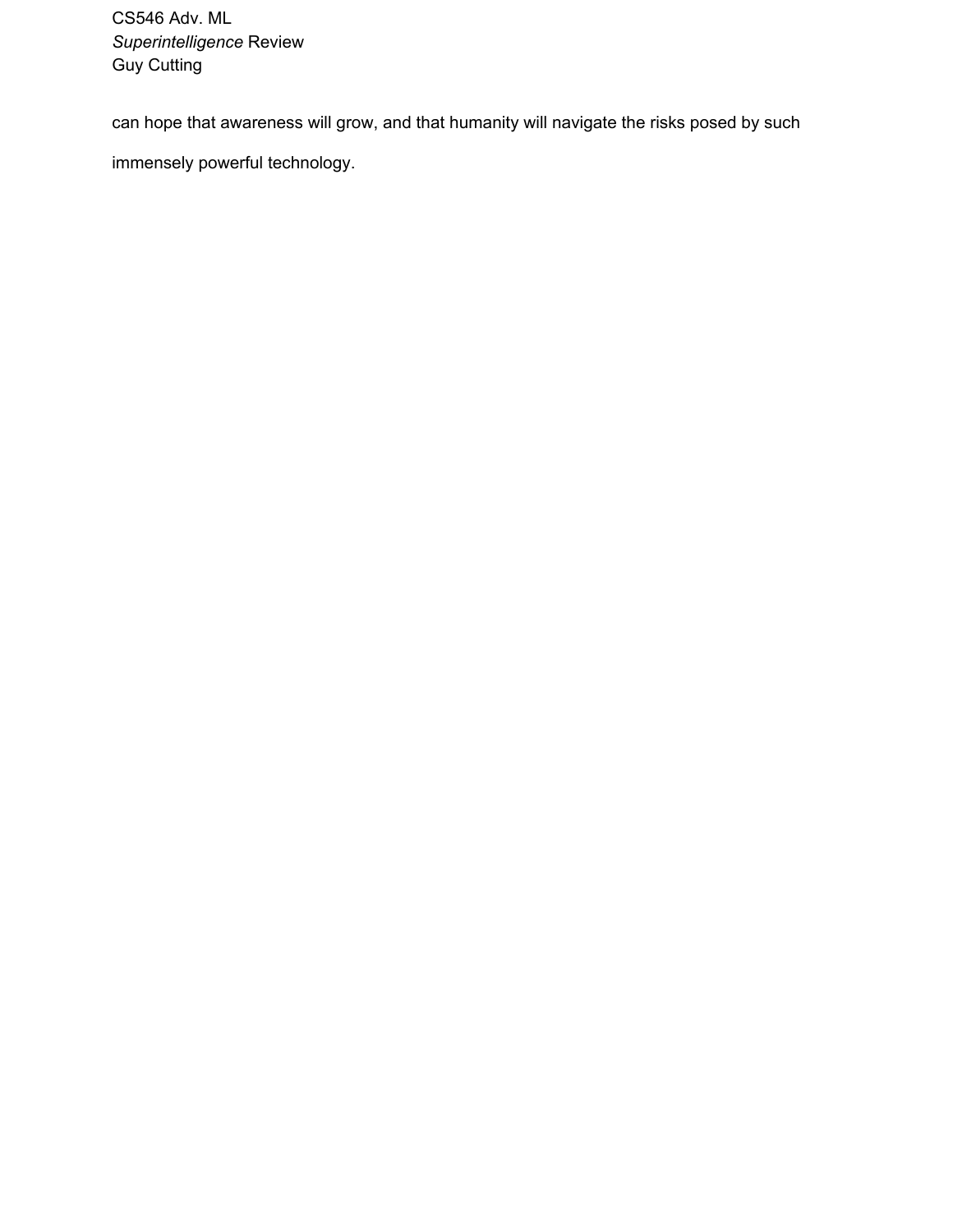can hope that awareness will grow, and that humanity will navigate the risks posed by such immensely powerful technology.